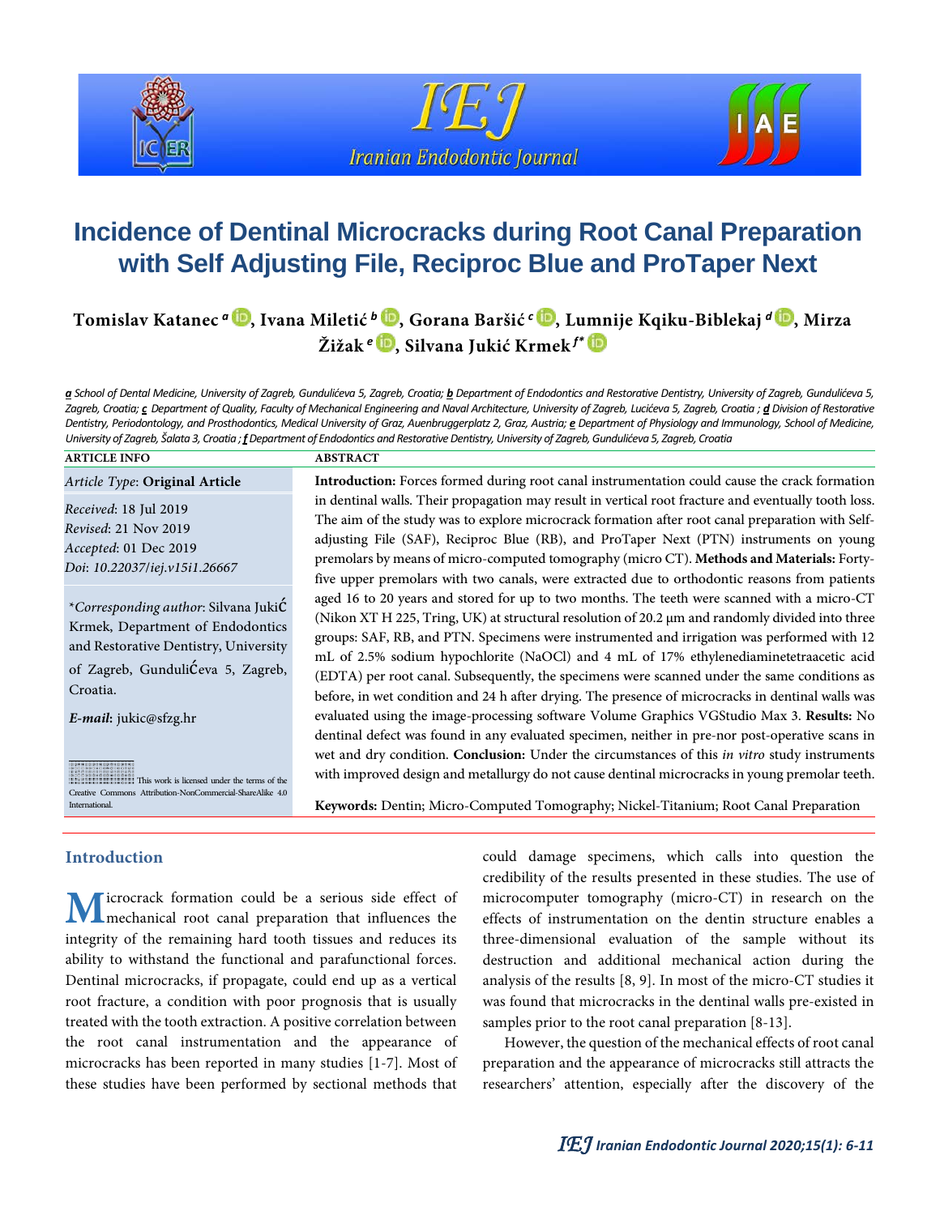# Incidence of Dentinal Microcracks during Root Canal Preparation with Self Adjusting File, Reciproc Blue and ProTaper Next

**Tomislav Katanec [a], Ivana Miletić [b], Gorana Baršić [c], Lumnije Kqiku-Biblekaj [d], Mirza Žižak [e], Silvana Jukić Krmek [f*]**

*[a] School of Dental Medicine, University of Zagreb, Gundulićeva 5, Zagreb, Croatia; [b] Department of Endodontics and Restorative Dentistry, University of Zagreb, Gundulićeva 5, Zagreb, Croatia; [c] Department of Quality, Faculty of Mechanical Engineering and Naval Architecture, University of Zagreb, Lucićeva 5, Zagreb, Croatia ; [d] Division of Restorative Dentistry, Periodontology, and Prosthodontics, Medical University of Graz, Auenbruggerplatz 2, Graz, Austria; [e] Department of Physiology and Immunology, School of Medicine, University of Zagreb, Šalata 3, Croatia ; [f] Department of Endodontics and Restorative Dentistry, University of Zagreb, Gundulićeva 5, Zagreb, Croatia*

## ARTICLE INFO

*Article Type*: **Original Article**

*Received*: 18 Jul 2019
*Revised*: 21 Nov 2019
*Accepted*: 01 Dec 2019
*Doi*: *10.22037/iej.v15i1.26667*

\**Corresponding author*: Silvana Jukić Krmek, Department of Endodontics and Restorative Dentistry, University of Zagreb, Gundulićeva 5, Zagreb, Croatia.

***E-mail***: jukic@sfzg.hr

This work is licensed under the terms of the Creative Commons Attribution-NonCommercial-ShareAlike 4.0 International.

## ABSTRACT

**Introduction:** Forces formed during root canal instrumentation could cause the crack formation in dentinal walls. Their propagation may result in vertical root fracture and eventually tooth loss. The aim of the study was to explore microcrack formation after root canal preparation with Self-adjusting File (SAF), Reciproc Blue (RB), and ProTaper Next (PTN) instruments on young premolars by means of micro-computed tomography (micro CT). **Methods and Materials:** Forty-five upper premolars with two canals, were extracted due to orthodontic reasons from patients aged 16 to 20 years and stored for up to two months. The teeth were scanned with a micro-CT (Nikon XT H 225, Tring, UK) at structural resolution of 20.2 μm and randomly divided into three groups: SAF, RB, and PTN. Specimens were instrumented and irrigation was performed with 12 mL of 2.5% sodium hypochlorite (NaOCl) and 4 mL of 17% ethylenediaminetetraacetic acid (EDTA) per root canal. Subsequently, the specimens were scanned under the same conditions as before, in wet condition and 24 h after drying. The presence of microcracks in dentinal walls was evaluated using the image-processing software Volume Graphics VGStudio Max 3. **Results:** No dentinal defect was found in any evaluated specimen, neither in pre-nor post-operative scans in wet and dry condition. **Conclusion:** Under the circumstances of this *in vitro* study instruments with improved design and metallurgy do not cause dentinal microcracks in young premolar teeth.

**Keywords:** Dentin; Micro-Computed Tomography; Nickel-Titanium; Root Canal Preparation

## Introduction

Microcrack formation could be a serious side effect of mechanical root canal preparation that influences the integrity of the remaining hard tooth tissues and reduces its ability to withstand the functional and parafunctional forces. Dentinal microcracks, if propagate, could end up as a vertical root fracture, a condition with poor prognosis that is usually treated with the tooth extraction. A positive correlation between the root canal instrumentation and the appearance of microcracks has been reported in many studies [1-7]. Most of these studies have been performed by sectional methods that could damage specimens, which calls into question the credibility of the results presented in these studies. The use of microcomputer tomography (micro-CT) in research on the effects of instrumentation on the dentin structure enables a three-dimensional evaluation of the sample without its destruction and additional mechanical action during the analysis of the results [8, 9]. In most of the micro-CT studies it was found that microcracks in the dentinal walls pre-existed in samples prior to the root canal preparation [8-13].

However, the question of the mechanical effects of root canal preparation and the appearance of microcracks still attracts the researchers' attention, especially after the discovery of the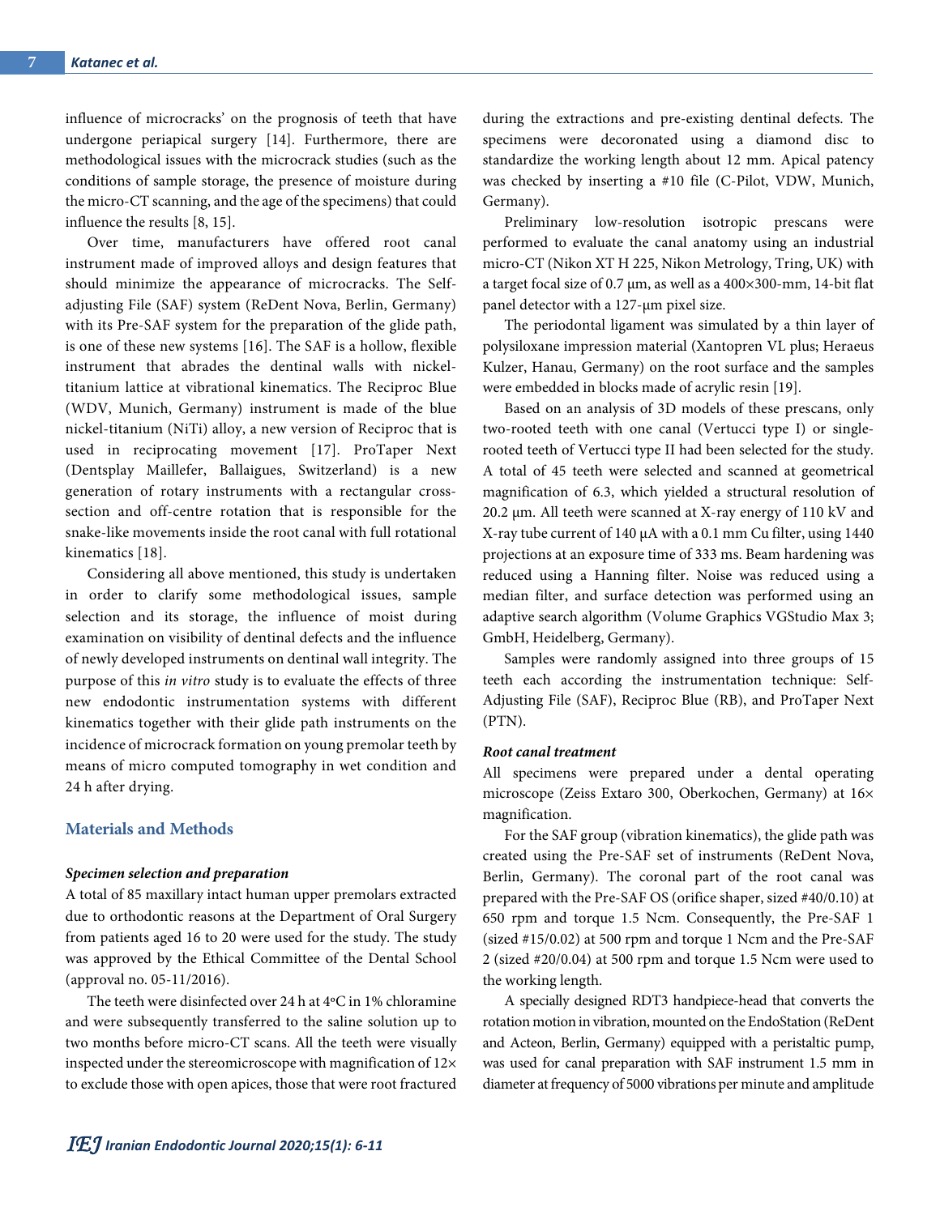influence of microcracks' on the prognosis of teeth that have undergone periapical surgery [14]. Furthermore, there are methodological issues with the microcrack studies (such as the conditions of sample storage, the presence of moisture during the micro-CT scanning, and the age of the specimens) that could influence the results [8, 15].

Over time, manufacturers have offered root canal instrument made of improved alloys and design features that should minimize the appearance of microcracks. The Self-adjusting File (SAF) system (ReDent Nova, Berlin, Germany) with its Pre-SAF system for the preparation of the glide path, is one of these new systems [16]. The SAF is a hollow, flexible instrument that abrades the dentinal walls with nickel-titanium lattice at vibrational kinematics. The Reciproc Blue (WDV, Munich, Germany) instrument is made of the blue nickel-titanium (NiTi) alloy, a new version of Reciproc that is used in reciprocating movement [17]. ProTaper Next (Dentsplay Maillefer, Ballaigues, Switzerland) is a new generation of rotary instruments with a rectangular cross-section and off-centre rotation that is responsible for the snake-like movements inside the root canal with full rotational kinematics [18].

Considering all above mentioned, this study is undertaken in order to clarify some methodological issues, sample selection and its storage, the influence of moist during examination on visibility of dentinal defects and the influence of newly developed instruments on dentinal wall integrity. The purpose of this *in vitro* study is to evaluate the effects of three new endodontic instrumentation systems with different kinematics together with their glide path instruments on the incidence of microcrack formation on young premolar teeth by means of micro computed tomography in wet condition and 24 h after drying.

## Materials and Methods

### *Specimen selection and preparation*

A total of 85 maxillary intact human upper premolars extracted due to orthodontic reasons at the Department of Oral Surgery from patients aged 16 to 20 were used for the study. The study was approved by the Ethical Committee of the Dental School (approval no. 05-11/2016).

The teeth were disinfected over 24 h at 4ºC in 1% chloramine and were subsequently transferred to the saline solution up to two months before micro-CT scans. All the teeth were visually inspected under the stereomicroscope with magnification of 12× to exclude those with open apices, those that were root fractured during the extractions and pre-existing dentinal defects. The specimens were decoronated using a diamond disc to standardize the working length about 12 mm. Apical patency was checked by inserting a #10 file (C-Pilot, VDW, Munich, Germany).

Preliminary low-resolution isotropic prescans were performed to evaluate the canal anatomy using an industrial micro-CT (Nikon XT H 225, Nikon Metrology, Tring, UK) with a target focal size of 0.7 µm, as well as a 400×300-mm, 14-bit flat panel detector with a 127-µm pixel size.

The periodontal ligament was simulated by a thin layer of polysiloxane impression material (Xantopren VL plus; Heraeus Kulzer, Hanau, Germany) on the root surface and the samples were embedded in blocks made of acrylic resin [19].

Based on an analysis of 3D models of these prescans, only two-rooted teeth with one canal (Vertucci type I) or single-rooted teeth of Vertucci type II had been selected for the study. A total of 45 teeth were selected and scanned at geometrical magnification of 6.3, which yielded a structural resolution of 20.2 µm. All teeth were scanned at X-ray energy of 110 kV and X-ray tube current of 140 µA with a 0.1 mm Cu filter, using 1440 projections at an exposure time of 333 ms. Beam hardening was reduced using a Hanning filter. Noise was reduced using a median filter, and surface detection was performed using an adaptive search algorithm (Volume Graphics VGStudio Max 3; GmbH, Heidelberg, Germany).

Samples were randomly assigned into three groups of 15 teeth each according the instrumentation technique: Self-Adjusting File (SAF), Reciproc Blue (RB), and ProTaper Next (PTN).

### *Root canal treatment*

All specimens were prepared under a dental operating microscope (Zeiss Extaro 300, Oberkochen, Germany) at 16× magnification.

For the SAF group (vibration kinematics), the glide path was created using the Pre-SAF set of instruments (ReDent Nova, Berlin, Germany). The coronal part of the root canal was prepared with the Pre-SAF OS (orifice shaper, sized #40/0.10) at 650 rpm and torque 1.5 Ncm. Consequently, the Pre-SAF 1 (sized #15/0.02) at 500 rpm and torque 1 Ncm and the Pre-SAF 2 (sized #20/0.04) at 500 rpm and torque 1.5 Ncm were used to the working length.

A specially designed RDT3 handpiece-head that converts the rotation motion in vibration, mounted on the EndoStation (ReDent and Acteon, Berlin, Germany) equipped with a peristaltic pump, was used for canal preparation with SAF instrument 1.5 mm in diameter at frequency of 5000 vibrations per minute and amplitude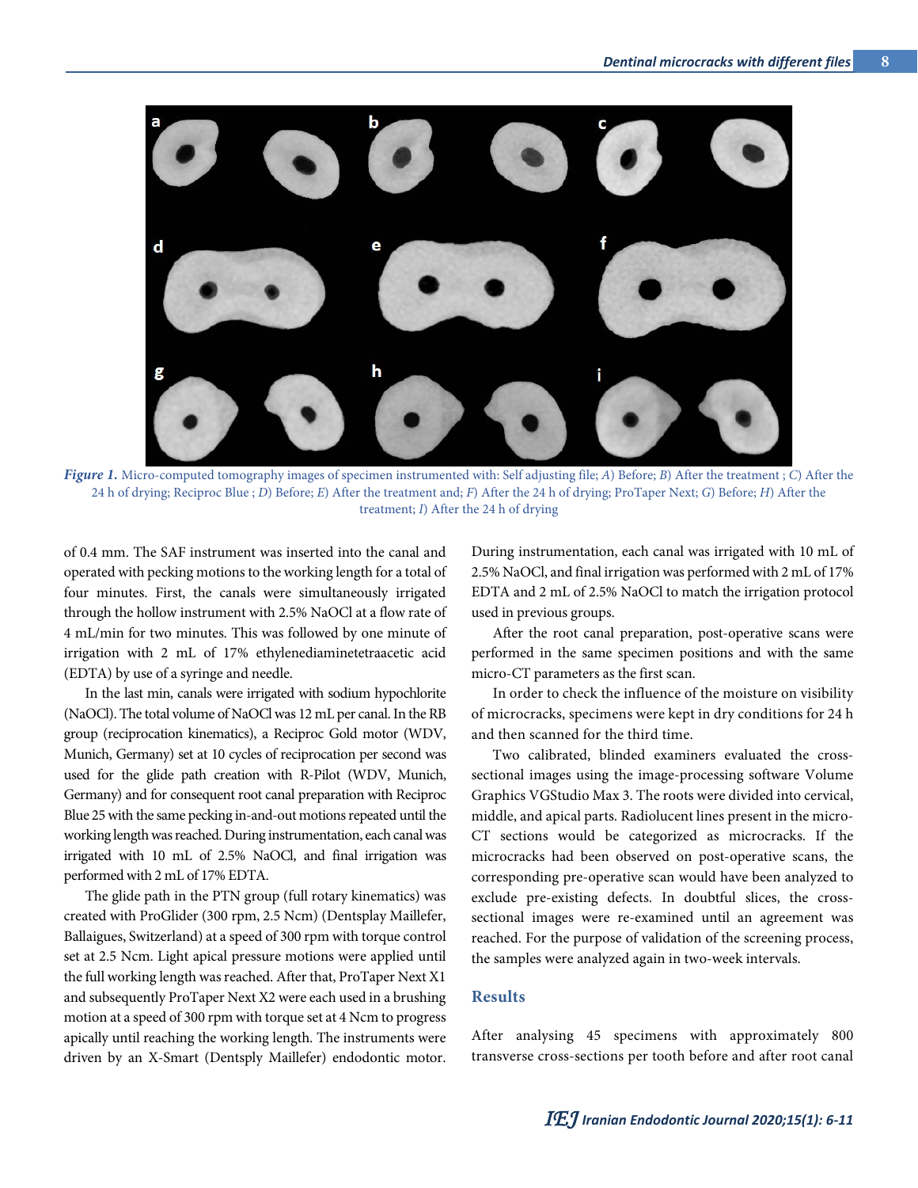*Figure 1.* Micro-computed tomography images of specimen instrumented with: Self adjusting file; *A*) Before; *B*) After the treatment ; *C*) After the 24 h of drying; Reciproc Blue ; *D*) Before; *E*) After the treatment and; *F*) After the 24 h of drying; ProTaper Next; *G*) Before; *H*) After the treatment; *I*) After the 24 h of drying

of 0.4 mm. The SAF instrument was inserted into the canal and operated with pecking motions to the working length for a total of four minutes. First, the canals were simultaneously irrigated through the hollow instrument with 2.5% NaOCl at a flow rate of 4 mL/min for two minutes. This was followed by one minute of irrigation with 2 mL of 17% ethylenediaminetetraacetic acid (EDTA) by use of a syringe and needle.

In the last min, canals were irrigated with sodium hypochlorite (NaOCl). The total volume of NaOCl was 12 mL per canal. In the RB group (reciprocation kinematics), a Reciproc Gold motor (WDV, Munich, Germany) set at 10 cycles of reciprocation per second was used for the glide path creation with R-Pilot (WDV, Munich, Germany) and for consequent root canal preparation with Reciproc Blue 25 with the same pecking in-and-out motions repeated until the working length was reached. During instrumentation, each canal was irrigated with 10 mL of 2.5% NaOCl, and final irrigation was performed with 2 mL of 17% EDTA.

The glide path in the PTN group (full rotary kinematics) was created with ProGlider (300 rpm, 2.5 Ncm) (Dentsplay Maillefer, Ballaigues, Switzerland) at a speed of 300 rpm with torque control set at 2.5 Ncm. Light apical pressure motions were applied until the full working length was reached. After that, ProTaper Next X1 and subsequently ProTaper Next X2 were each used in a brushing motion at a speed of 300 rpm with torque set at 4 Ncm to progress apically until reaching the working length. The instruments were driven by an X-Smart (Dentsply Maillefer) endodontic motor. During instrumentation, each canal was irrigated with 10 mL of 2.5% NaOCl, and final irrigation was performed with 2 mL of 17% EDTA and 2 mL of 2.5% NaOCl to match the irrigation protocol used in previous groups.

After the root canal preparation, post-operative scans were performed in the same specimen positions and with the same micro-CT parameters as the first scan.

In order to check the influence of the moisture on visibility of microcracks, specimens were kept in dry conditions for 24 h and then scanned for the third time.

Two calibrated, blinded examiners evaluated the cross-sectional images using the image-processing software Volume Graphics VGStudio Max 3. The roots were divided into cervical, middle, and apical parts. Radiolucent lines present in the micro-CT sections would be categorized as microcracks. If the microcracks had been observed on post-operative scans, the corresponding pre-operative scan would have been analyzed to exclude pre-existing defects. In doubtful slices, the cross-sectional images were re-examined until an agreement was reached. For the purpose of validation of the screening process, the samples were analyzed again in two-week intervals.

## Results

After analysing 45 specimens with approximately 800 transverse cross-sections per tooth before and after root canal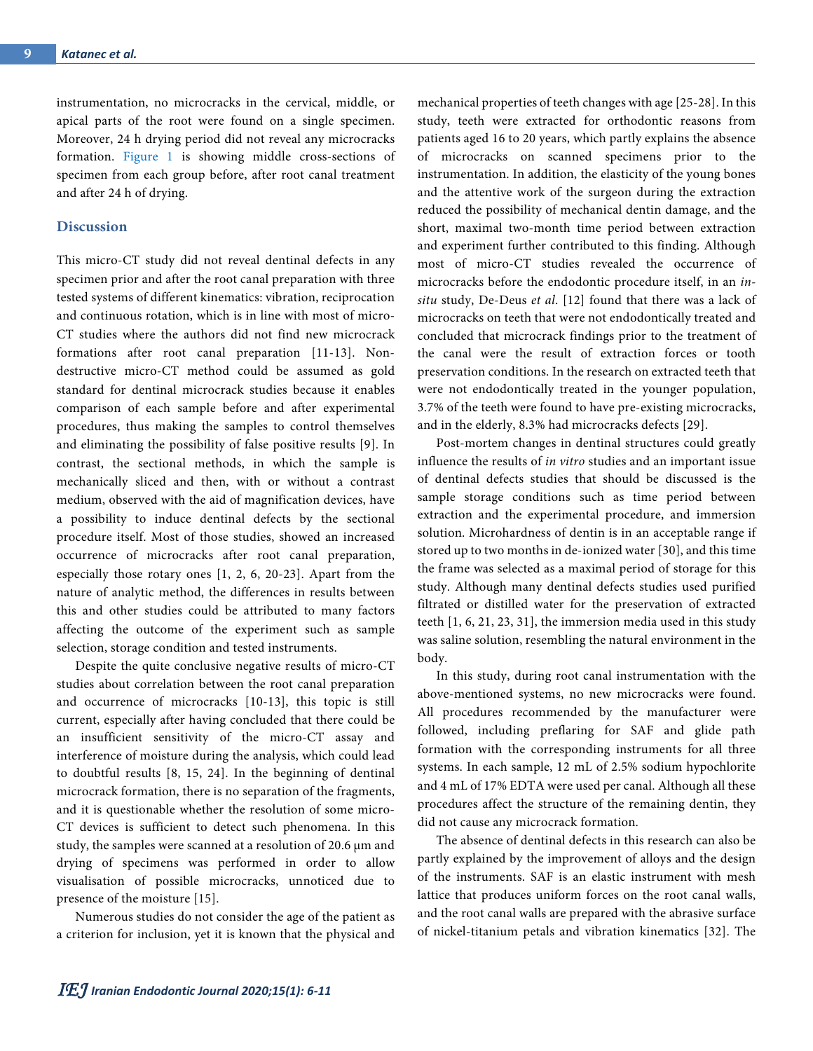instrumentation, no microcracks in the cervical, middle, or apical parts of the root were found on a single specimen. Moreover, 24 h drying period did not reveal any microcracks formation. Figure 1 is showing middle cross-sections of specimen from each group before, after root canal treatment and after 24 h of drying.

## Discussion

This micro-CT study did not reveal dentinal defects in any specimen prior and after the root canal preparation with three tested systems of different kinematics: vibration, reciprocation and continuous rotation, which is in line with most of micro-CT studies where the authors did not find new microcrack formations after root canal preparation [11-13]. Non-destructive micro-CT method could be assumed as gold standard for dentinal microcrack studies because it enables comparison of each sample before and after experimental procedures, thus making the samples to control themselves and eliminating the possibility of false positive results [9]. In contrast, the sectional methods, in which the sample is mechanically sliced and then, with or without a contrast medium, observed with the aid of magnification devices, have a possibility to induce dentinal defects by the sectional procedure itself. Most of those studies, showed an increased occurrence of microcracks after root canal preparation, especially those rotary ones [1, 2, 6, 20-23]. Apart from the nature of analytic method, the differences in results between this and other studies could be attributed to many factors affecting the outcome of the experiment such as sample selection, storage condition and tested instruments.

Despite the quite conclusive negative results of micro-CT studies about correlation between the root canal preparation and occurrence of microcracks [10-13], this topic is still current, especially after having concluded that there could be an insufficient sensitivity of the micro-CT assay and interference of moisture during the analysis, which could lead to doubtful results [8, 15, 24]. In the beginning of dentinal microcrack formation, there is no separation of the fragments, and it is questionable whether the resolution of some micro-CT devices is sufficient to detect such phenomena. In this study, the samples were scanned at a resolution of 20.6 μm and drying of specimens was performed in order to allow visualisation of possible microcracks, unnoticed due to presence of the moisture [15].

Numerous studies do not consider the age of the patient as a criterion for inclusion, yet it is known that the physical and mechanical properties of teeth changes with age [25-28]. In this study, teeth were extracted for orthodontic reasons from patients aged 16 to 20 years, which partly explains the absence of microcracks on scanned specimens prior to the instrumentation. In addition, the elasticity of the young bones and the attentive work of the surgeon during the extraction reduced the possibility of mechanical dentin damage, and the short, maximal two-month time period between extraction and experiment further contributed to this finding. Although most of micro-CT studies revealed the occurrence of microcracks before the endodontic procedure itself, in an *in-situ* study, De-Deus *et al*. [12] found that there was a lack of microcracks on teeth that were not endodontically treated and concluded that microcrack findings prior to the treatment of the canal were the result of extraction forces or tooth preservation conditions. In the research on extracted teeth that were not endodontically treated in the younger population, 3.7% of the teeth were found to have pre-existing microcracks, and in the elderly, 8.3% had microcracks defects [29].

Post-mortem changes in dentinal structures could greatly influence the results of *in vitro* studies and an important issue of dentinal defects studies that should be discussed is the sample storage conditions such as time period between extraction and the experimental procedure, and immersion solution. Microhardness of dentin is in an acceptable range if stored up to two months in de-ionized water [30], and this time the frame was selected as a maximal period of storage for this study. Although many dentinal defects studies used purified filtrated or distilled water for the preservation of extracted teeth [1, 6, 21, 23, 31], the immersion media used in this study was saline solution, resembling the natural environment in the body.

In this study, during root canal instrumentation with the above-mentioned systems, no new microcracks were found. All procedures recommended by the manufacturer were followed, including preflaring for SAF and glide path formation with the corresponding instruments for all three systems. In each sample, 12 mL of 2.5% sodium hypochlorite and 4 mL of 17% EDTA were used per canal. Although all these procedures affect the structure of the remaining dentin, they did not cause any microcrack formation.

The absence of dentinal defects in this research can also be partly explained by the improvement of alloys and the design of the instruments. SAF is an elastic instrument with mesh lattice that produces uniform forces on the root canal walls, and the root canal walls are prepared with the abrasive surface of nickel-titanium petals and vibration kinematics [32]. The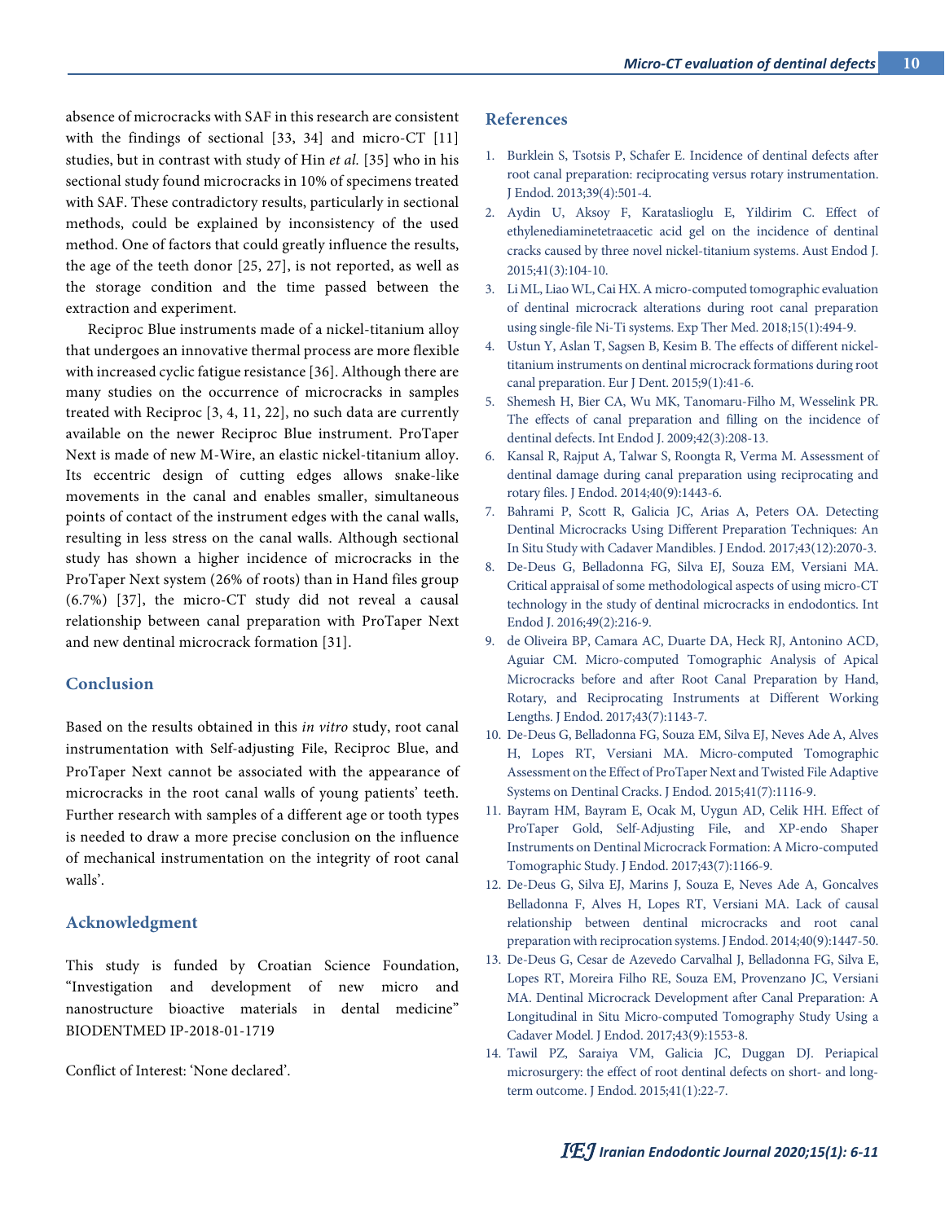absence of microcracks with SAF in this research are consistent with the findings of sectional [33, 34] and micro-CT [11] studies, but in contrast with study of Hin *et al.* [35] who in his sectional study found microcracks in 10% of specimens treated with SAF. These contradictory results, particularly in sectional methods, could be explained by inconsistency of the used method. One of factors that could greatly influence the results, the age of the teeth donor [25, 27], is not reported, as well as the storage condition and the time passed between the extraction and experiment.

Reciproc Blue instruments made of a nickel-titanium alloy that undergoes an innovative thermal process are more flexible with increased cyclic fatigue resistance [36]. Although there are many studies on the occurrence of microcracks in samples treated with Reciproc [3, 4, 11, 22], no such data are currently available on the newer Reciproc Blue instrument. ProTaper Next is made of new M-Wire, an elastic nickel-titanium alloy. Its eccentric design of cutting edges allows snake-like movements in the canal and enables smaller, simultaneous points of contact of the instrument edges with the canal walls, resulting in less stress on the canal walls. Although sectional study has shown a higher incidence of microcracks in the ProTaper Next system (26% of roots) than in Hand files group (6.7%) [37], the micro-CT study did not reveal a causal relationship between canal preparation with ProTaper Next and new dentinal microcrack formation [31].

## Conclusion

Based on the results obtained in this *in vitro* study, root canal instrumentation with Self-adjusting File, Reciproc Blue, and ProTaper Next cannot be associated with the appearance of microcracks in the root canal walls of young patients' teeth. Further research with samples of a different age or tooth types is needed to draw a more precise conclusion on the influence of mechanical instrumentation on the integrity of root canal walls'.

## Acknowledgment

This study is funded by Croatian Science Foundation, "Investigation and development of new micro and nanostructure bioactive materials in dental medicine" BIODENTMED IP-2018-01-1719

Conflict of Interest: 'None declared'.

## References

1. Burklein S, Tsotsis P, Schafer E. Incidence of dentinal defects after root canal preparation: reciprocating versus rotary instrumentation. J Endod. 2013;39(4):501-4.
2. Aydin U, Aksoy F, Karataslioglu E, Yildirim C. Effect of ethylenediaminetetraacetic acid gel on the incidence of dentinal cracks caused by three novel nickel-titanium systems. Aust Endod J. 2015;41(3):104-10.
3. Li ML, Liao WL, Cai HX. A micro-computed tomographic evaluation of dentinal microcrack alterations during root canal preparation using single-file Ni-Ti systems. Exp Ther Med. 2018;15(1):494-9.
4. Ustun Y, Aslan T, Sagsen B, Kesim B. The effects of different nickel-titanium instruments on dentinal microcrack formations during root canal preparation. Eur J Dent. 2015;9(1):41-6.
5. Shemesh H, Bier CA, Wu MK, Tanomaru-Filho M, Wesselink PR. The effects of canal preparation and filling on the incidence of dentinal defects. Int Endod J. 2009;42(3):208-13.
6. Kansal R, Rajput A, Talwar S, Roongta R, Verma M. Assessment of dentinal damage during canal preparation using reciprocating and rotary files. J Endod. 2014;40(9):1443-6.
7. Bahrami P, Scott R, Galicia JC, Arias A, Peters OA. Detecting Dentinal Microcracks Using Different Preparation Techniques: An In Situ Study with Cadaver Mandibles. J Endod. 2017;43(12):2070-3.
8. De-Deus G, Belladonna FG, Silva EJ, Souza EM, Versiani MA. Critical appraisal of some methodological aspects of using micro-CT technology in the study of dentinal microcracks in endodontics. Int Endod J. 2016;49(2):216-9.
9. de Oliveira BP, Camara AC, Duarte DA, Heck RJ, Antonino ACD, Aguiar CM. Micro-computed Tomographic Analysis of Apical Microcracks before and after Root Canal Preparation by Hand, Rotary, and Reciprocating Instruments at Different Working Lengths. J Endod. 2017;43(7):1143-7.
10. De-Deus G, Belladonna FG, Souza EM, Silva EJ, Neves Ade A, Alves H, Lopes RT, Versiani MA. Micro-computed Tomographic Assessment on the Effect of ProTaper Next and Twisted File Adaptive Systems on Dentinal Cracks. J Endod. 2015;41(7):1116-9.
11. Bayram HM, Bayram E, Ocak M, Uygun AD, Celik HH. Effect of ProTaper Gold, Self-Adjusting File, and XP-endo Shaper Instruments on Dentinal Microcrack Formation: A Micro-computed Tomographic Study. J Endod. 2017;43(7):1166-9.
12. De-Deus G, Silva EJ, Marins J, Souza E, Neves Ade A, Goncalves Belladonna F, Alves H, Lopes RT, Versiani MA. Lack of causal relationship between dentinal microcracks and root canal preparation with reciprocation systems. J Endod. 2014;40(9):1447-50.
13. De-Deus G, Cesar de Azevedo Carvalhal J, Belladonna FG, Silva E, Lopes RT, Moreira Filho RE, Souza EM, Provenzano JC, Versiani MA. Dentinal Microcrack Development after Canal Preparation: A Longitudinal in Situ Micro-computed Tomography Study Using a Cadaver Model. J Endod. 2017;43(9):1553-8.
14. Tawil PZ, Saraiya VM, Galicia JC, Duggan DJ. Periapical microsurgery: the effect of root dentinal defects on short- and long-term outcome. J Endod. 2015;41(1):22-7.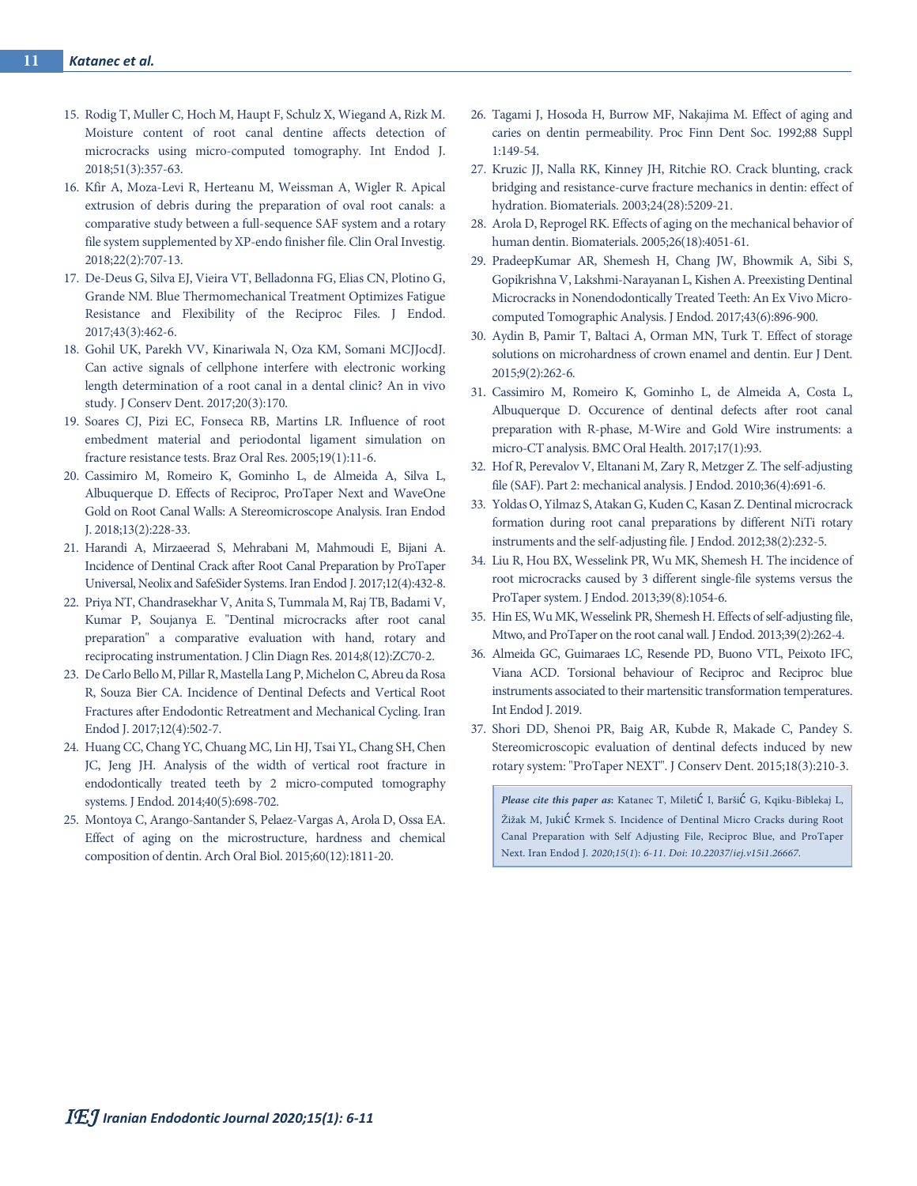15. Rodig T, Muller C, Hoch M, Haupt F, Schulz X, Wiegand A, Rizk M. Moisture content of root canal dentine affects detection of microcracks using micro-computed tomography. Int Endod J. 2018;51(3):357-63.
16. Kfir A, Moza-Levi R, Herteanu M, Weissman A, Wigler R. Apical extrusion of debris during the preparation of oval root canals: a comparative study between a full-sequence SAF system and a rotary file system supplemented by XP-endo finisher file. Clin Oral Investig. 2018;22(2):707-13.
17. De-Deus G, Silva EJ, Vieira VT, Belladonna FG, Elias CN, Plotino G, Grande NM. Blue Thermomechanical Treatment Optimizes Fatigue Resistance and Flexibility of the Reciproc Files. J Endod. 2017;43(3):462-6.
18. Gohil UK, Parekh VV, Kinariwala N, Oza KM, Somani MCJJocdJ. Can active signals of cellphone interfere with electronic working length determination of a root canal in a dental clinic? An in vivo study. J Conserv Dent. 2017;20(3):170.
19. Soares CJ, Pizi EC, Fonseca RB, Martins LR. Influence of root embedment material and periodontal ligament simulation on fracture resistance tests. Braz Oral Res. 2005;19(1):11-6.
20. Cassimiro M, Romeiro K, Gominho L, de Almeida A, Silva L, Albuquerque D. Effects of Reciproc, ProTaper Next and WaveOne Gold on Root Canal Walls: A Stereomicroscope Analysis. Iran Endod J. 2018;13(2):228-33.
21. Harandi A, Mirzaeerad S, Mehrabani M, Mahmoudi E, Bijani A. Incidence of Dentinal Crack after Root Canal Preparation by ProTaper Universal, Neolix and SafeSider Systems. Iran Endod J. 2017;12(4):432-8.
22. Priya NT, Chandrasekhar V, Anita S, Tummala M, Raj TB, Badami V, Kumar P, Soujanya E. "Dentinal microcracks after root canal preparation" a comparative evaluation with hand, rotary and reciprocating instrumentation. J Clin Diagn Res. 2014;8(12):ZC70-2.
23. De Carlo Bello M, Pillar R, Mastella Lang P, Michelon C, Abreu da Rosa R, Souza Bier CA. Incidence of Dentinal Defects and Vertical Root Fractures after Endodontic Retreatment and Mechanical Cycling. Iran Endod J. 2017;12(4):502-7.
24. Huang CC, Chang YC, Chuang MC, Lin HJ, Tsai YL, Chang SH, Chen JC, Jeng JH. Analysis of the width of vertical root fracture in endodontically treated teeth by 2 micro-computed tomography systems. J Endod. 2014;40(5):698-702.
25. Montoya C, Arango-Santander S, Pelaez-Vargas A, Arola D, Ossa EA. Effect of aging on the microstructure, hardness and chemical composition of dentin. Arch Oral Biol. 2015;60(12):1811-20.
26. Tagami J, Hosoda H, Burrow MF, Nakajima M. Effect of aging and caries on dentin permeability. Proc Finn Dent Soc. 1992;88 Suppl 1:149-54.
27. Kruzic JJ, Nalla RK, Kinney JH, Ritchie RO. Crack blunting, crack bridging and resistance-curve fracture mechanics in dentin: effect of hydration. Biomaterials. 2003;24(28):5209-21.
28. Arola D, Reprogel RK. Effects of aging on the mechanical behavior of human dentin. Biomaterials. 2005;26(18):4051-61.
29. PradeepKumar AR, Shemesh H, Chang JW, Bhowmik A, Sibi S, Gopikrishna V, Lakshmi-Narayanan L, Kishen A. Preexisting Dentinal Microcracks in Nonendodontically Treated Teeth: An Ex Vivo Micro-computed Tomographic Analysis. J Endod. 2017;43(6):896-900.
30. Aydin B, Pamir T, Baltaci A, Orman MN, Turk T. Effect of storage solutions on microhardness of crown enamel and dentin. Eur J Dent. 2015;9(2):262-6.
31. Cassimiro M, Romeiro K, Gominho L, de Almeida A, Costa L, Albuquerque D. Occurence of dentinal defects after root canal preparation with R-phase, M-Wire and Gold Wire instruments: a micro-CT analysis. BMC Oral Health. 2017;17(1):93.
32. Hof R, Perevalov V, Eltanani M, Zary R, Metzger Z. The self-adjusting file (SAF). Part 2: mechanical analysis. J Endod. 2010;36(4):691-6.
33. Yoldas O, Yilmaz S, Atakan G, Kuden C, Kasan Z. Dentinal microcrack formation during root canal preparations by different NiTi rotary instruments and the self-adjusting file. J Endod. 2012;38(2):232-5.
34. Liu R, Hou BX, Wesselink PR, Wu MK, Shemesh H. The incidence of root microcracks caused by 3 different single-file systems versus the ProTaper system. J Endod. 2013;39(8):1054-6.
35. Hin ES, Wu MK, Wesselink PR, Shemesh H. Effects of self-adjusting file, Mtwo, and ProTaper on the root canal wall. J Endod. 2013;39(2):262-4.
36. Almeida GC, Guimaraes LC, Resende PD, Buono VTL, Peixoto IFC, Viana ACD. Torsional behaviour of Reciproc and Reciproc blue instruments associated to their martensitic transformation temperatures. Int Endod J. 2019.
37. Shori DD, Shenoi PR, Baig AR, Kubde R, Makade C, Pandey S. Stereomicroscopic evaluation of dentinal defects induced by new rotary system: "ProTaper NEXT". J Conserv Dent. 2015;18(3):210-3.

***Please cite this paper as:*** Katanec T, Miletić I, Baršić G, Kqiku-Biblekaj L, Žižak M, Jukić Krmek S. Incidence of Dentinal Micro Cracks during Root Canal Preparation with Self Adjusting File, Reciproc Blue, and ProTaper Next. Iran Endod J. *2020;15(1): 6-11. Doi: 10.22037/iej.v15i1.26667.*